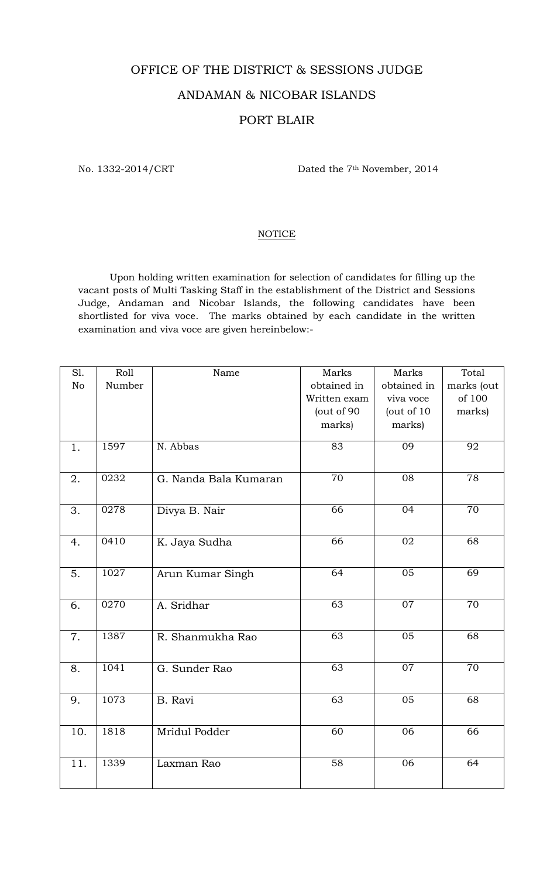# OFFICE OF THE DISTRICT & SESSIONS JUDGE

## ANDAMAN & NICOBAR ISLANDS

## PORT BLAIR

No. 1332-2014/CRT Dated the 7th November, 2014

<u>NOTICE</u>

Upon holding written examination for selection of candidates for filling up the vacant posts of Multi Tasking Staff in the establishment of the District and Sessions Judge, Andaman and Nicobar Islands, the following candidates have been shortlisted for viva voce. The marks obtained by each candidate in the written examination and viva voce are given hereinbelow:-

| Sl. No | Roll Number | Name | Marks obtained in Written exam (out of 90 marks) | Marks obtained in viva voce (out of 10 marks) | Total marks (out of 100 marks) |
|---|---|---|---|---|---|
| 1. | 1597 | N. Abbas | 83 | 09 | 92 |
| 2. | 0232 | G. Nanda Bala Kumaran | 70 | 08 | 78 |
| 3. | 0278 | Divya B. Nair | 66 | 04 | 70 |
| 4. | 0410 | K. Jaya Sudha | 66 | 02 | 68 |
| 5. | 1027 | Arun Kumar Singh | 64 | 05 | 69 |
| 6. | 0270 | A. Sridhar | 63 | 07 | 70 |
| 7. | 1387 | R. Shanmukha Rao | 63 | 05 | 68 |
| 8. | 1041 | G. Sunder Rao | 63 | 07 | 70 |
| 9. | 1073 | B. Ravi | 63 | 05 | 68 |
| 10. | 1818 | Mridul Podder | 60 | 06 | 66 |
| 11. | 1339 | Laxman Rao | 58 | 06 | 64 |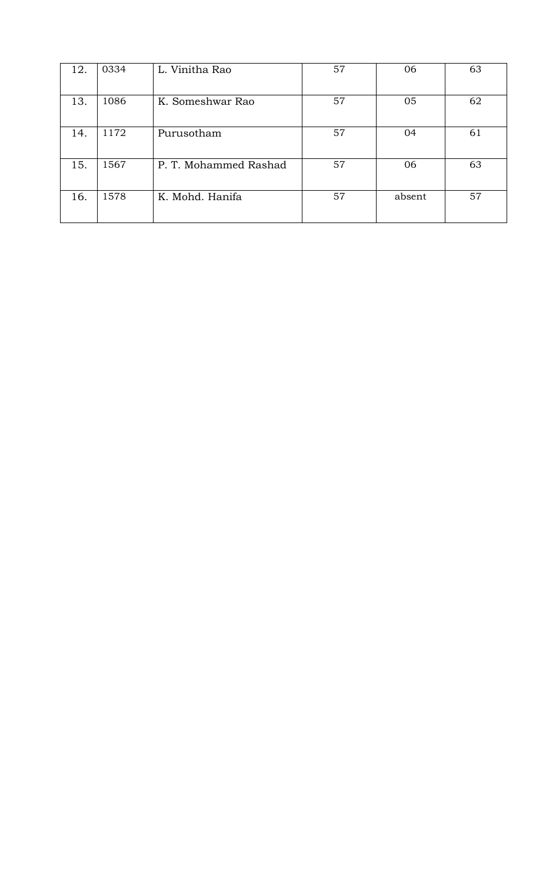| 12. | 0334 | L. Vinitha Rao | 57 | 06 | 63 |
|---|---|---|---|---|---|
| 13. | 1086 | K. Someshwar Rao | 57 | 05 | 62 |
| 14. | 1172 | Purusotham | 57 | 04 | 61 |
| 15. | 1567 | P. T. Mohammed Rashad | 57 | 06 | 63 |
| 16. | 1578 | K. Mohd. Hanifa | 57 | absent | 57 |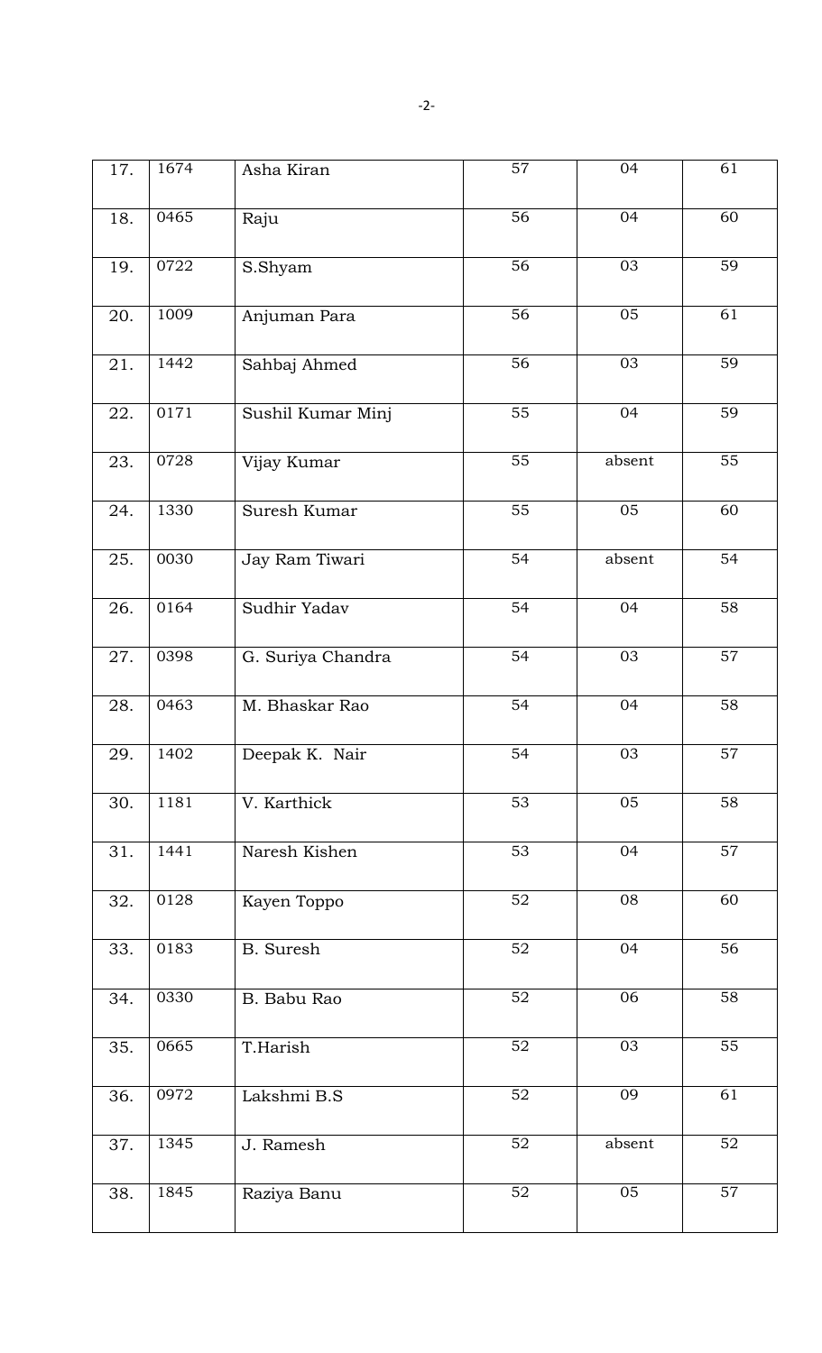| 17. | 1674 | Asha Kiran | 57 | 04 | 61 |
|---|---|---|---|---|---|
| 18. | 0465 | Raju | 56 | 04 | 60 |
| 19. | 0722 | S.Shyam | 56 | 03 | 59 |
| 20. | 1009 | Anjuman Para | 56 | 05 | 61 |
| 21. | 1442 | Sahbaj Ahmed | 56 | 03 | 59 |
| 22. | 0171 | Sushil Kumar Minj | 55 | 04 | 59 |
| 23. | 0728 | Vijay Kumar | 55 | absent | 55 |
| 24. | 1330 | Suresh Kumar | 55 | 05 | 60 |
| 25. | 0030 | Jay Ram Tiwari | 54 | absent | 54 |
| 26. | 0164 | Sudhir Yadav | 54 | 04 | 58 |
| 27. | 0398 | G. Suriya Chandra | 54 | 03 | 57 |
| 28. | 0463 | M. Bhaskar Rao | 54 | 04 | 58 |
| 29. | 1402 | Deepak K. Nair | 54 | 03 | 57 |
| 30. | 1181 | V. Karthick | 53 | 05 | 58 |
| 31. | 1441 | Naresh Kishen | 53 | 04 | 57 |
| 32. | 0128 | Kayen Toppo | 52 | 08 | 60 |
| 33. | 0183 | B. Suresh | 52 | 04 | 56 |
| 34. | 0330 | B. Babu Rao | 52 | 06 | 58 |
| 35. | 0665 | T.Harish | 52 | 03 | 55 |
| 36. | 0972 | Lakshmi B.S | 52 | 09 | 61 |
| 37. | 1345 | J. Ramesh | 52 | absent | 52 |
| 38. | 1845 | Raziya Banu | 52 | 05 | 57 |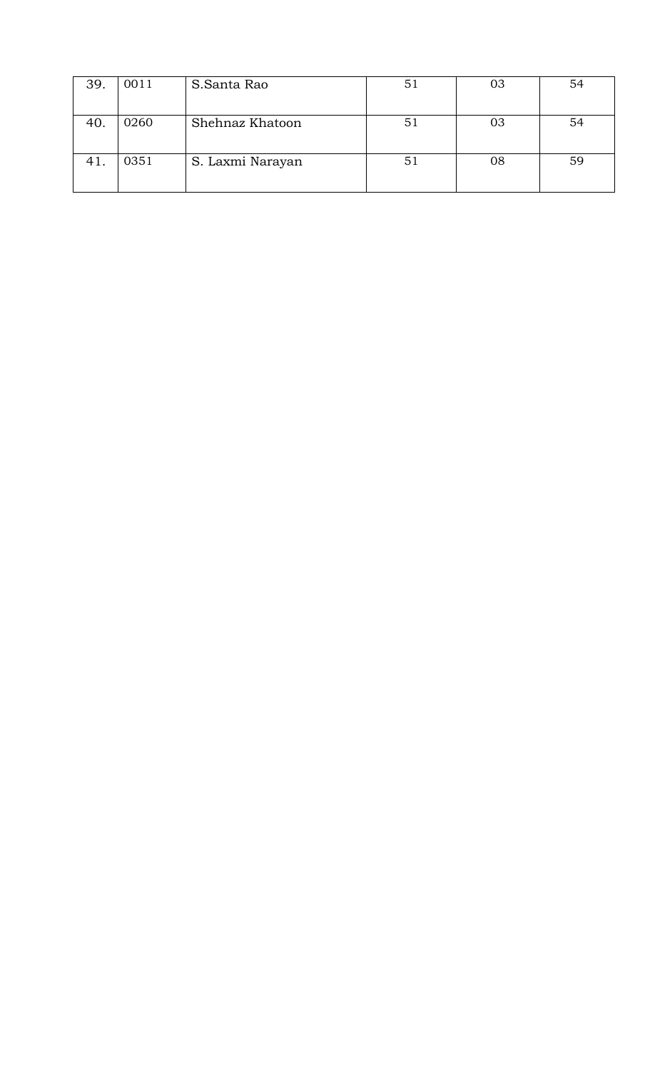| 39. | 0011 | S.Santa Rao | 51 | 03 | 54 |
|---|---|---|---|---|---|
| 40. | 0260 | Shehnaz Khatoon | 51 | 03 | 54 |
| 41. | 0351 | S. Laxmi Narayan | 51 | 08 | 59 |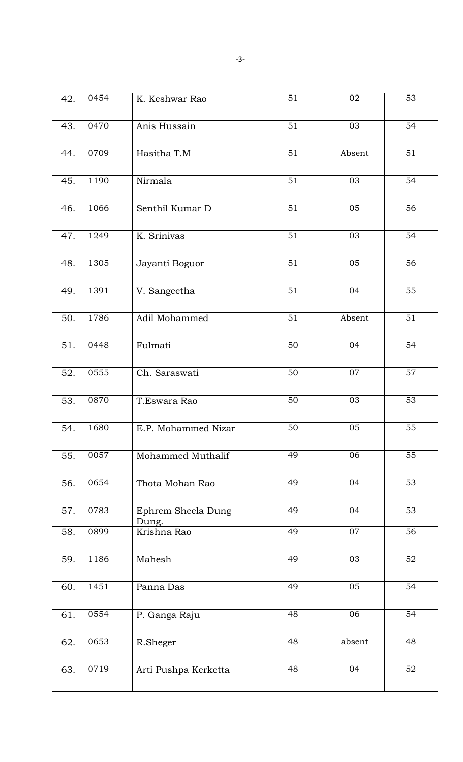| 42. | 0454 | K. Keshwar Rao | 51 | 02 | 53 |
|---|---|---|---|---|---|
| 43. | 0470 | Anis Hussain | 51 | 03 | 54 |
| 44. | 0709 | Hasitha T.M | 51 | Absent | 51 |
| 45. | 1190 | Nirmala | 51 | 03 | 54 |
| 46. | 1066 | Senthil Kumar D | 51 | 05 | 56 |
| 47. | 1249 | K. Srinivas | 51 | 03 | 54 |
| 48. | 1305 | Jayanti Boguor | 51 | 05 | 56 |
| 49. | 1391 | V. Sangeetha | 51 | 04 | 55 |
| 50. | 1786 | Adil Mohammed | 51 | Absent | 51 |
| 51. | 0448 | Fulmati | 50 | 04 | 54 |
| 52. | 0555 | Ch. Saraswati | 50 | 07 | 57 |
| 53. | 0870 | T.Eswara Rao | 50 | 03 | 53 |
| 54. | 1680 | E.P. Mohammed Nizar | 50 | 05 | 55 |
| 55. | 0057 | Mohammed Muthalif | 49 | 06 | 55 |
| 56. | 0654 | Thota Mohan Rao | 49 | 04 | 53 |
| 57. | 0783 | Ephrem Sheela Dung Dung. | 49 | 04 | 53 |
| 58. | 0899 | Krishna Rao | 49 | 07 | 56 |
| 59. | 1186 | Mahesh | 49 | 03 | 52 |
| 60. | 1451 | Panna Das | 49 | 05 | 54 |
| 61. | 0554 | P. Ganga Raju | 48 | 06 | 54 |
| 62. | 0653 | R.Sheger | 48 | absent | 48 |
| 63. | 0719 | Arti Pushpa Kerketta | 48 | 04 | 52 |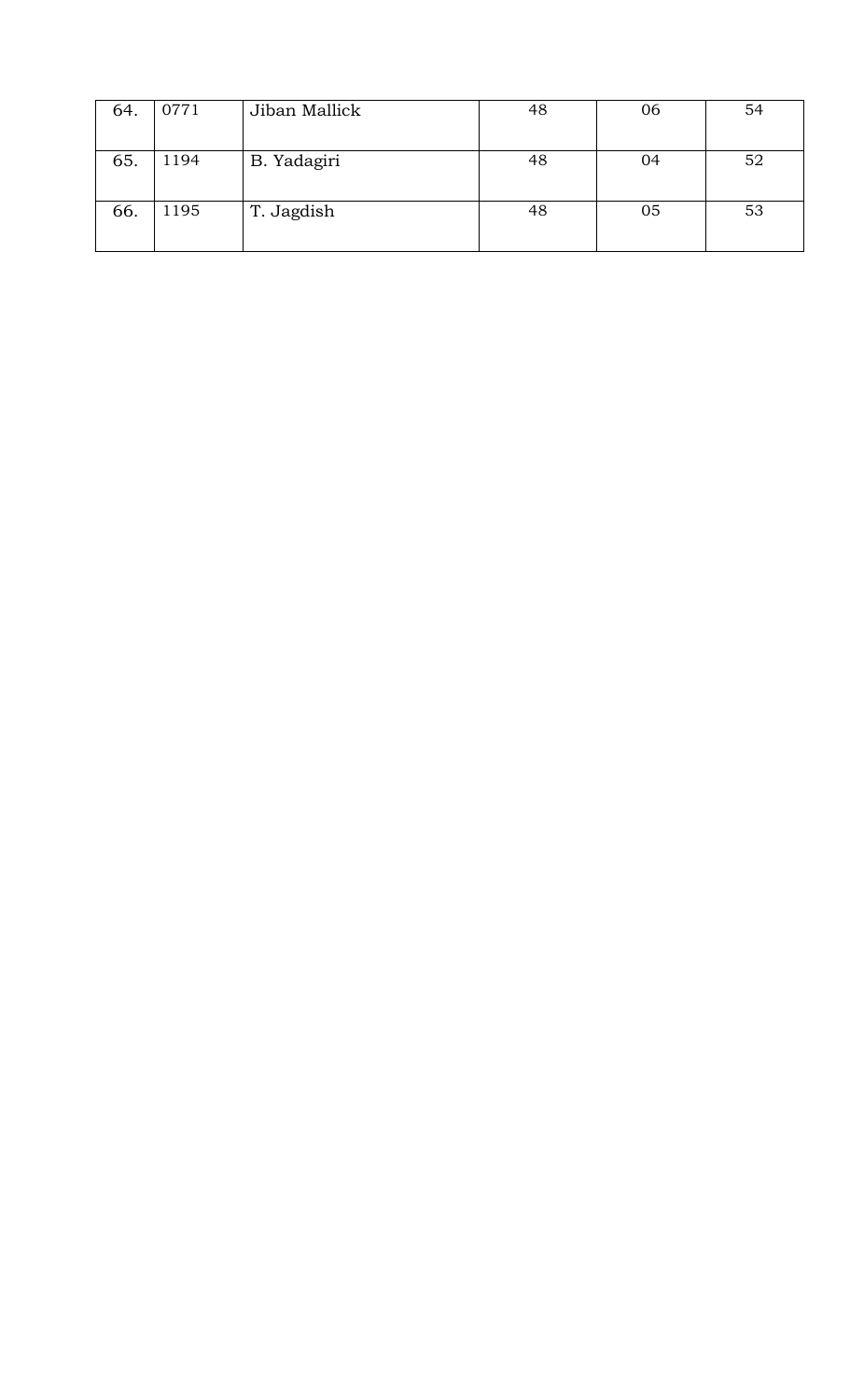| 64. | 0771 | Jiban Mallick | 48 | 06 | 54 |
|---|---|---|---|---|---|
| 65. | 1194 | B. Yadagiri | 48 | 04 | 52 |
| 66. | 1195 | T. Jagdish | 48 | 05 | 53 |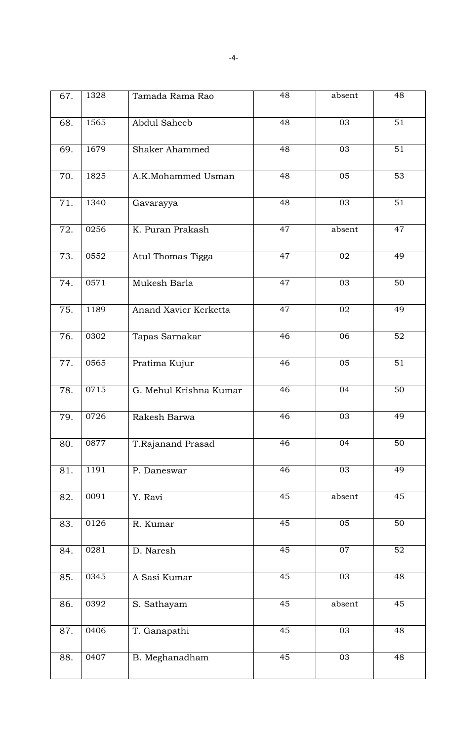| 67. | 1328 | Tamada Rama Rao | 48 | absent | 48 |
|---|---|---|---|---|---|
| 68. | 1565 | Abdul Saheeb | 48 | 03 | 51 |
| 69. | 1679 | Shaker Ahammed | 48 | 03 | 51 |
| 70. | 1825 | A.K.Mohammed Usman | 48 | 05 | 53 |
| 71. | 1340 | Gavarayya | 48 | 03 | 51 |
| 72. | 0256 | K. Puran Prakash | 47 | absent | 47 |
| 73. | 0552 | Atul Thomas Tigga | 47 | 02 | 49 |
| 74. | 0571 | Mukesh Barla | 47 | 03 | 50 |
| 75. | 1189 | Anand Xavier Kerketta | 47 | 02 | 49 |
| 76. | 0302 | Tapas Sarnakar | 46 | 06 | 52 |
| 77. | 0565 | Pratima Kujur | 46 | 05 | 51 |
| 78. | 0715 | G. Mehul Krishna Kumar | 46 | 04 | 50 |
| 79. | 0726 | Rakesh Barwa | 46 | 03 | 49 |
| 80. | 0877 | T.Rajanand Prasad | 46 | 04 | 50 |
| 81. | 1191 | P. Daneswar | 46 | 03 | 49 |
| 82. | 0091 | Y. Ravi | 45 | absent | 45 |
| 83. | 0126 | R. Kumar | 45 | 05 | 50 |
| 84. | 0281 | D. Naresh | 45 | 07 | 52 |
| 85. | 0345 | A Sasi Kumar | 45 | 03 | 48 |
| 86. | 0392 | S. Sathayam | 45 | absent | 45 |
| 87. | 0406 | T. Ganapathi | 45 | 03 | 48 |
| 88. | 0407 | B. Meghanadham | 45 | 03 | 48 |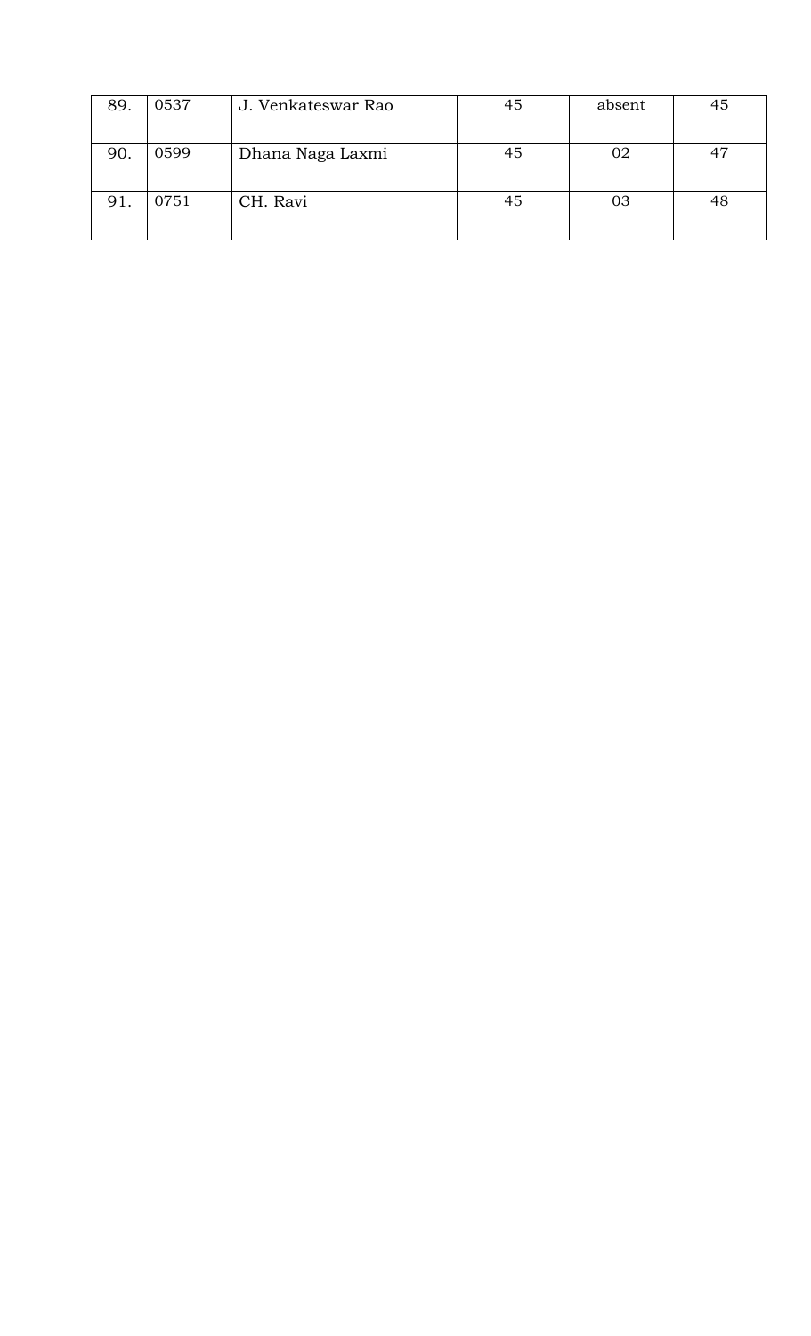| 89. | 0537 | J. Venkateswar Rao | 45 | absent | 45 |
|---|---|---|---|---|---|
| 90. | 0599 | Dhana Naga Laxmi | 45 | 02 | 47 |
| 91. | 0751 | CH. Ravi | 45 | 03 | 48 |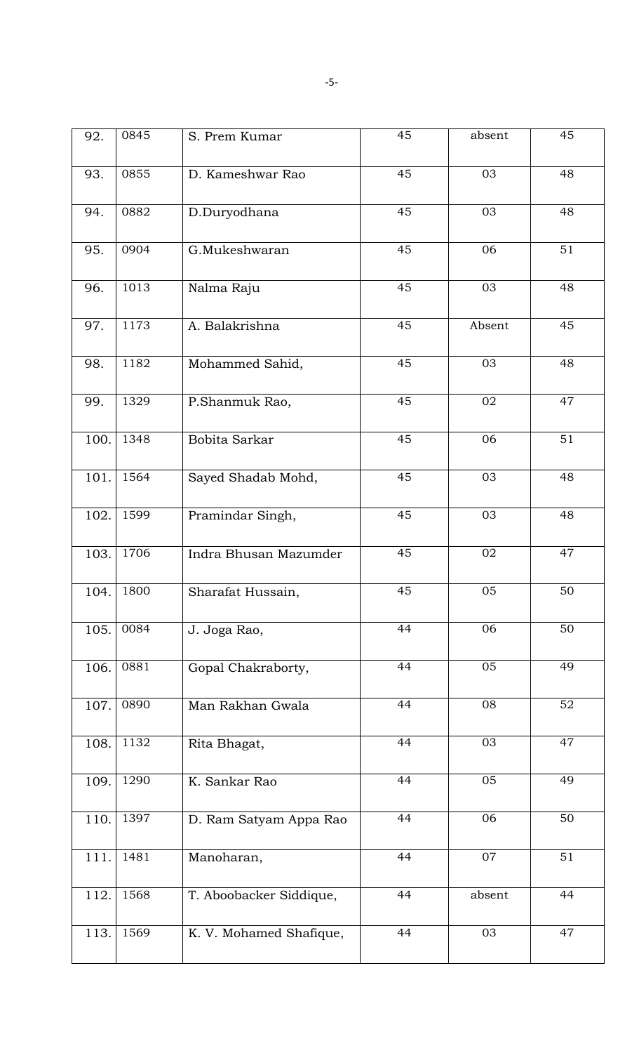| 92. | 0845 | S. Prem Kumar | 45 | absent | 45 |
|---|---|---|---|---|---|
| 93. | 0855 | D. Kameshwar Rao | 45 | 03 | 48 |
| 94. | 0882 | D.Duryodhana | 45 | 03 | 48 |
| 95. | 0904 | G.Mukeshwaran | 45 | 06 | 51 |
| 96. | 1013 | Nalma Raju | 45 | 03 | 48 |
| 97. | 1173 | A. Balakrishna | 45 | Absent | 45 |
| 98. | 1182 | Mohammed Sahid, | 45 | 03 | 48 |
| 99. | 1329 | P.Shanmuk Rao, | 45 | 02 | 47 |
| 100. | 1348 | Bobita Sarkar | 45 | 06 | 51 |
| 101. | 1564 | Sayed Shadab Mohd, | 45 | 03 | 48 |
| 102. | 1599 | Pramindar Singh, | 45 | 03 | 48 |
| 103. | 1706 | Indra Bhusan Mazumder | 45 | 02 | 47 |
| 104. | 1800 | Sharafat Hussain, | 45 | 05 | 50 |
| 105. | 0084 | J. Joga Rao, | 44 | 06 | 50 |
| 106. | 0881 | Gopal Chakraborty, | 44 | 05 | 49 |
| 107. | 0890 | Man Rakhan Gwala | 44 | 08 | 52 |
| 108. | 1132 | Rita Bhagat, | 44 | 03 | 47 |
| 109. | 1290 | K. Sankar Rao | 44 | 05 | 49 |
| 110. | 1397 | D. Ram Satyam Appa Rao | 44 | 06 | 50 |
| 111. | 1481 | Manoharan, | 44 | 07 | 51 |
| 112. | 1568 | T. Aboobacker Siddique, | 44 | absent | 44 |
| 113. | 1569 | K. V. Mohamed Shafique, | 44 | 03 | 47 |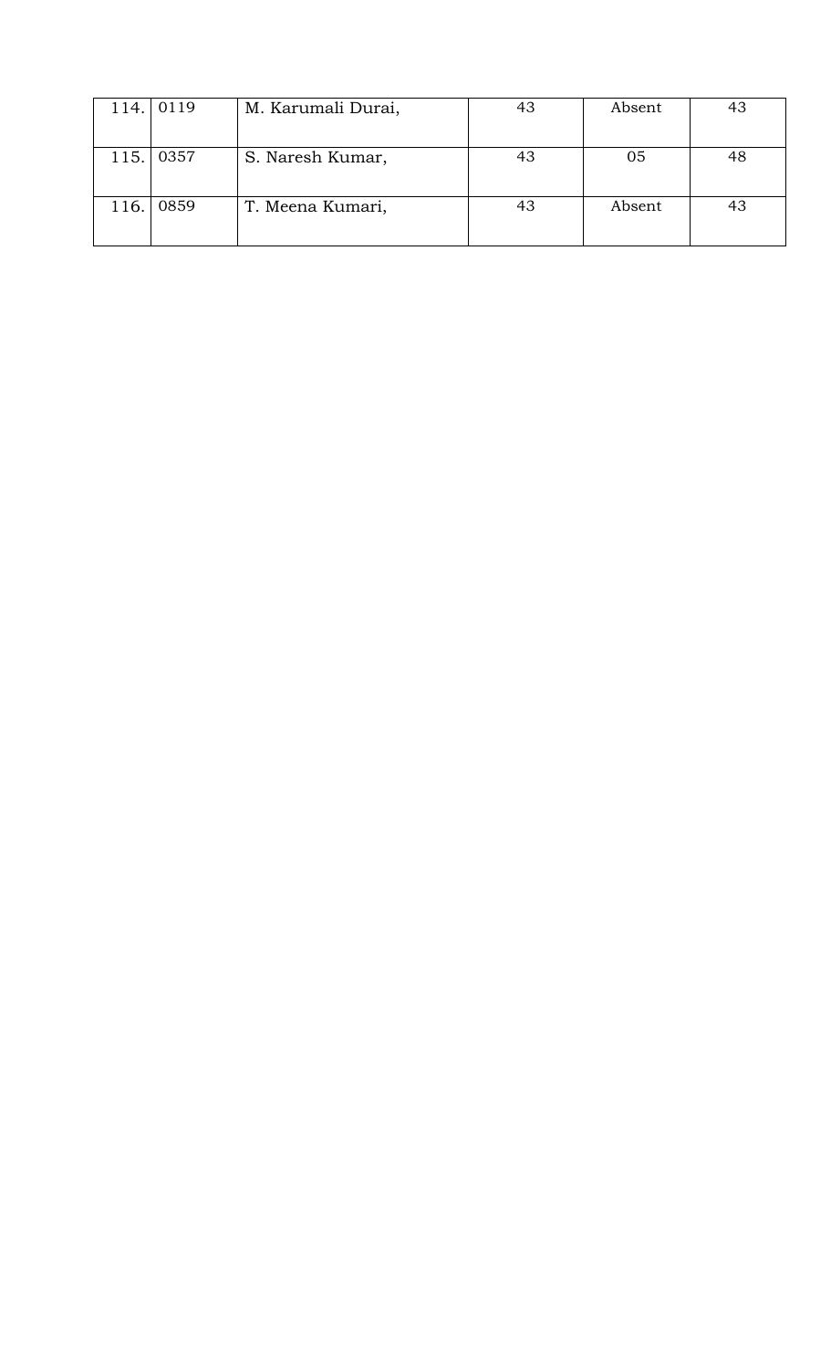| | | | | | |
|---|---|---|---|---|---|
| 114. | 0119 | M. Karumali Durai, | 43 | Absent | 43 |
| 115. | 0357 | S. Naresh Kumar, | 43 | 05 | 48 |
| 116. | 0859 | T. Meena Kumari, | 43 | Absent | 43 |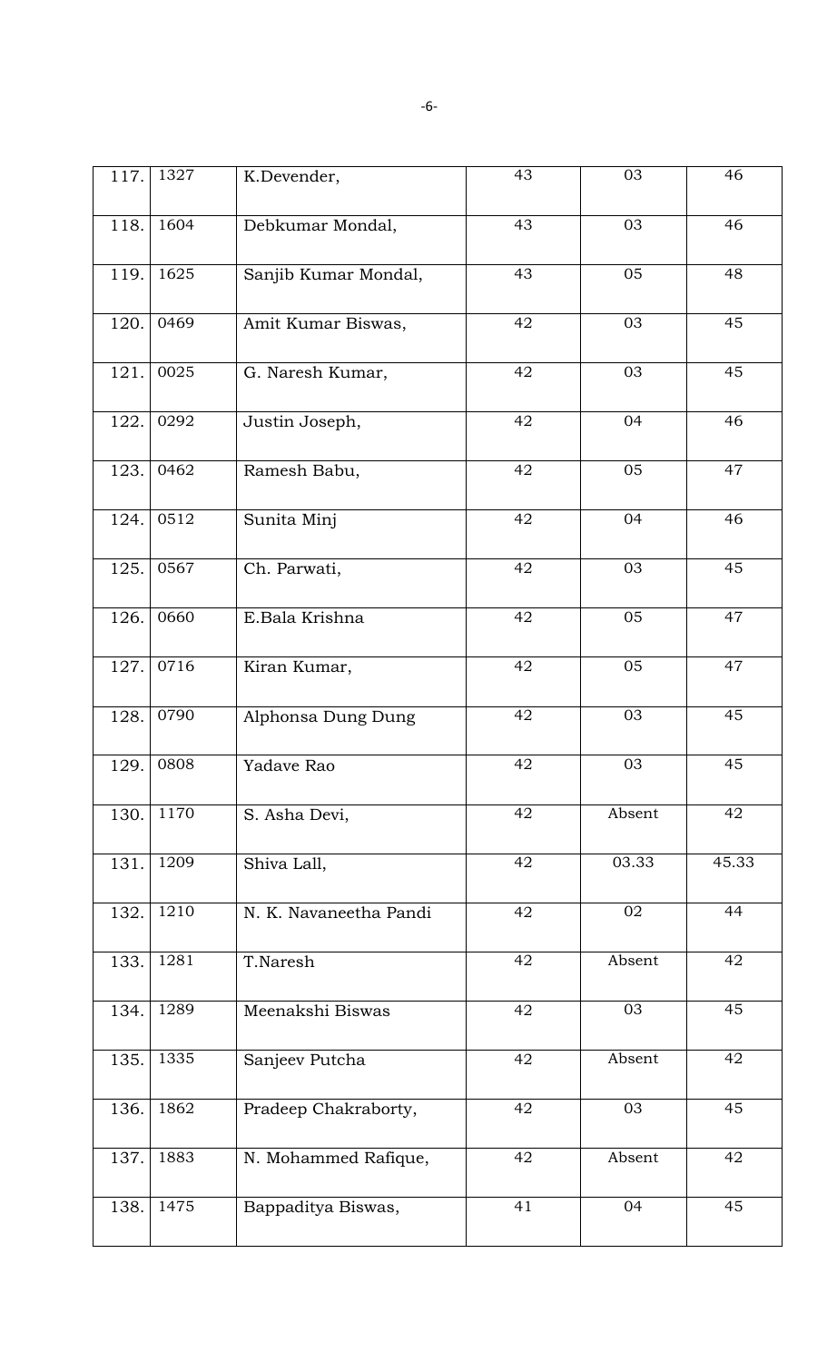| | | | | | |
|---|---|---|---|---|---|
| 117. | 1327 | K.Devender, | 43 | 03 | 46 |
| 118. | 1604 | Debkumar Mondal, | 43 | 03 | 46 |
| 119. | 1625 | Sanjib Kumar Mondal, | 43 | 05 | 48 |
| 120. | 0469 | Amit Kumar Biswas, | 42 | 03 | 45 |
| 121. | 0025 | G. Naresh Kumar, | 42 | 03 | 45 |
| 122. | 0292 | Justin Joseph, | 42 | 04 | 46 |
| 123. | 0462 | Ramesh Babu, | 42 | 05 | 47 |
| 124. | 0512 | Sunita Minj | 42 | 04 | 46 |
| 125. | 0567 | Ch. Parwati, | 42 | 03 | 45 |
| 126. | 0660 | E.Bala Krishna | 42 | 05 | 47 |
| 127. | 0716 | Kiran Kumar, | 42 | 05 | 47 |
| 128. | 0790 | Alphonsa Dung Dung | 42 | 03 | 45 |
| 129. | 0808 | Yadave Rao | 42 | 03 | 45 |
| 130. | 1170 | S. Asha Devi, | 42 | Absent | 42 |
| 131. | 1209 | Shiva Lall, | 42 | 03.33 | 45.33 |
| 132. | 1210 | N. K. Navaneetha Pandi | 42 | 02 | 44 |
| 133. | 1281 | T.Naresh | 42 | Absent | 42 |
| 134. | 1289 | Meenakshi Biswas | 42 | 03 | 45 |
| 135. | 1335 | Sanjeev Putcha | 42 | Absent | 42 |
| 136. | 1862 | Pradeep Chakraborty, | 42 | 03 | 45 |
| 137. | 1883 | N. Mohammed Rafique, | 42 | Absent | 42 |
| 138. | 1475 | Bappaditya Biswas, | 41 | 04 | 45 |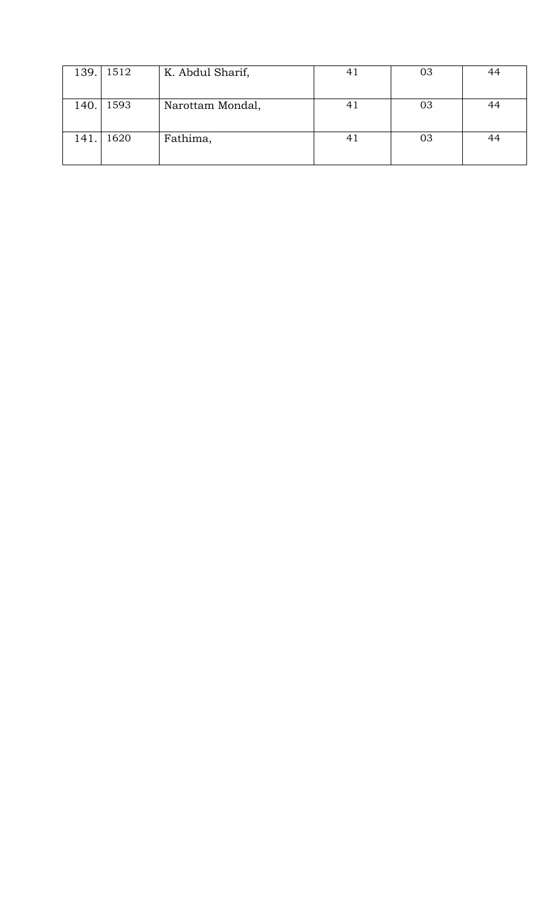| 139. | 1512 | K. Abdul Sharif, | 41 | 03 | 44 |
|---|---|---|---|---|---|
| 140. | 1593 | Narottam Mondal, | 41 | 03 | 44 |
| 141. | 1620 | Fathima, | 41 | 03 | 44 |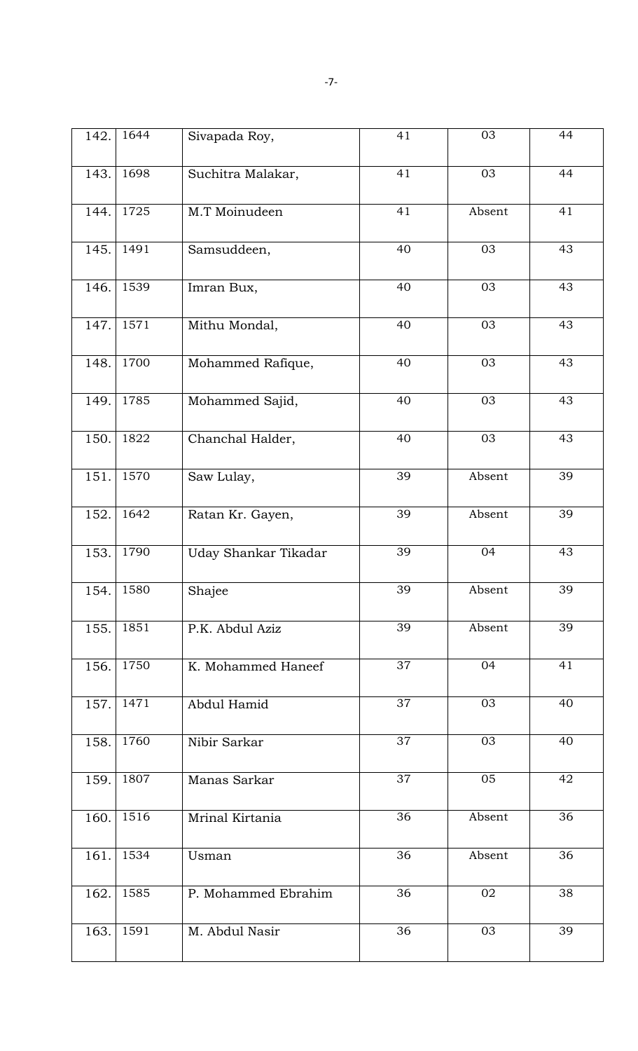| 142. | 1644 | Sivapada Roy, | 41 | 03 | 44 |
|---|---|---|---|---|---|
| 143. | 1698 | Suchitra Malakar, | 41 | 03 | 44 |
| 144. | 1725 | M.T Moinudeen | 41 | Absent | 41 |
| 145. | 1491 | Samsuddeen, | 40 | 03 | 43 |
| 146. | 1539 | Imran Bux, | 40 | 03 | 43 |
| 147. | 1571 | Mithu Mondal, | 40 | 03 | 43 |
| 148. | 1700 | Mohammed Rafique, | 40 | 03 | 43 |
| 149. | 1785 | Mohammed Sajid, | 40 | 03 | 43 |
| 150. | 1822 | Chanchal Halder, | 40 | 03 | 43 |
| 151. | 1570 | Saw Lulay, | 39 | Absent | 39 |
| 152. | 1642 | Ratan Kr. Gayen, | 39 | Absent | 39 |
| 153. | 1790 | Uday Shankar Tikadar | 39 | 04 | 43 |
| 154. | 1580 | Shajee | 39 | Absent | 39 |
| 155. | 1851 | P.K. Abdul Aziz | 39 | Absent | 39 |
| 156. | 1750 | K. Mohammed Haneef | 37 | 04 | 41 |
| 157. | 1471 | Abdul Hamid | 37 | 03 | 40 |
| 158. | 1760 | Nibir Sarkar | 37 | 03 | 40 |
| 159. | 1807 | Manas Sarkar | 37 | 05 | 42 |
| 160. | 1516 | Mrinal Kirtania | 36 | Absent | 36 |
| 161. | 1534 | Usman | 36 | Absent | 36 |
| 162. | 1585 | P. Mohammed Ebrahim | 36 | 02 | 38 |
| 163. | 1591 | M. Abdul Nasir | 36 | 03 | 39 |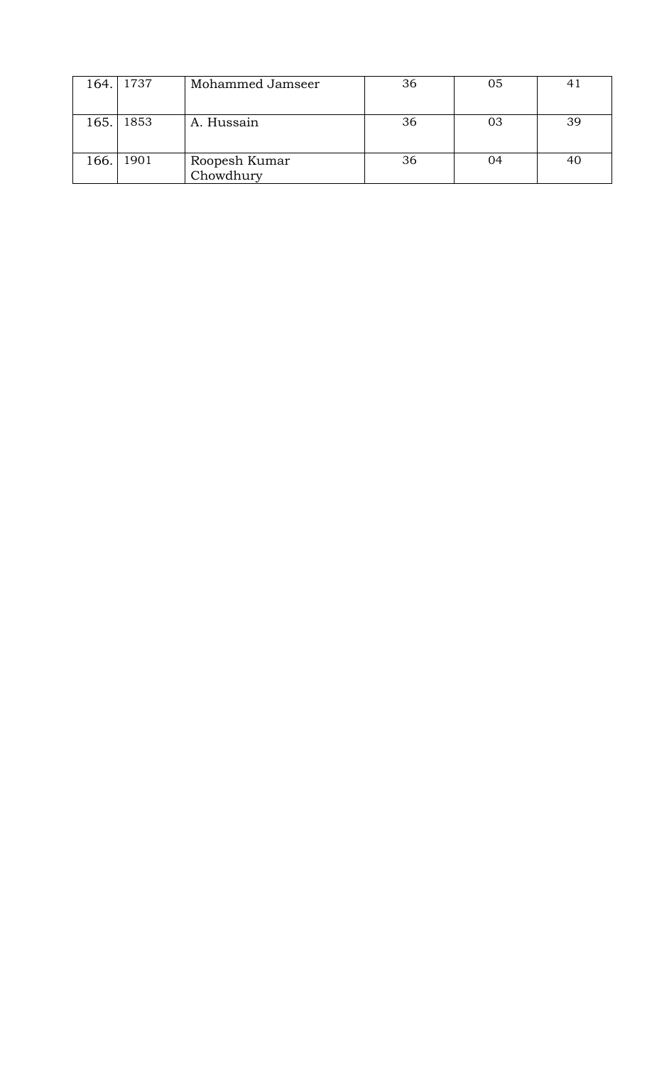| | | | | | |
|---|---|---|---|---|---|
| 164. | 1737 | Mohammed Jamseer | 36 | 05 | 41 |
| 165. | 1853 | A. Hussain | 36 | 03 | 39 |
| 166. | 1901 | Roopesh Kumar Chowdhury | 36 | 04 | 40 |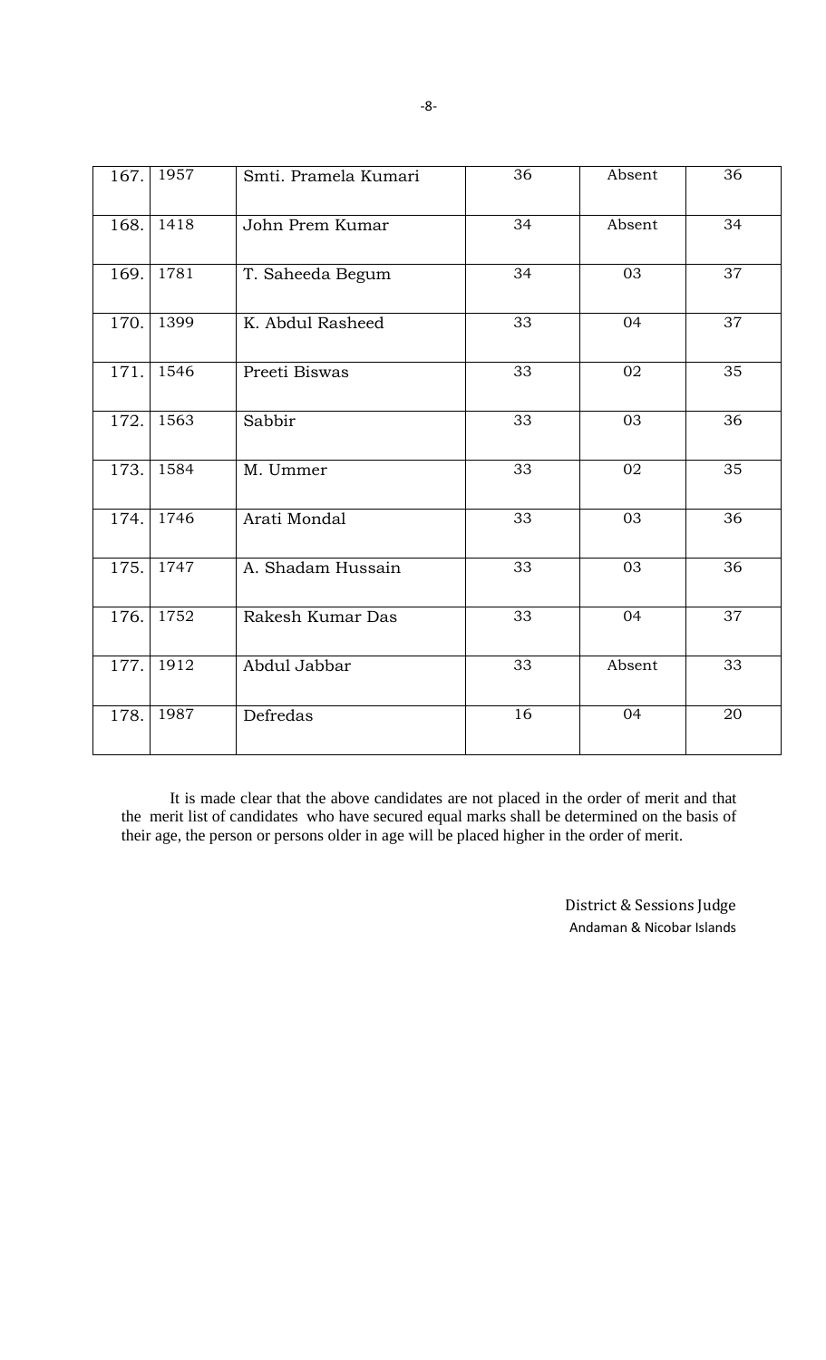| | | | | | |
|---|---|---|---|---|---|
| 167. | 1957 | Smti. Pramela Kumari | 36 | Absent | 36 |
| 168. | 1418 | John Prem Kumar | 34 | Absent | 34 |
| 169. | 1781 | T. Saheeda Begum | 34 | 03 | 37 |
| 170. | 1399 | K. Abdul Rasheed | 33 | 04 | 37 |
| 171. | 1546 | Preeti Biswas | 33 | 02 | 35 |
| 172. | 1563 | Sabbir | 33 | 03 | 36 |
| 173. | 1584 | M. Ummer | 33 | 02 | 35 |
| 174. | 1746 | Arati Mondal | 33 | 03 | 36 |
| 175. | 1747 | A. Shadam Hussain | 33 | 03 | 36 |
| 176. | 1752 | Rakesh Kumar Das | 33 | 04 | 37 |
| 177. | 1912 | Abdul Jabbar | 33 | Absent | 33 |
| 178. | 1987 | Defredas | 16 | 04 | 20 |

It is made clear that the above candidates are not placed in the order of merit and that the merit list of candidates who have secured equal marks shall be determined on the basis of their age, the person or persons older in age will be placed higher in the order of merit.

District & Sessions Judge
Andaman & Nicobar Islands